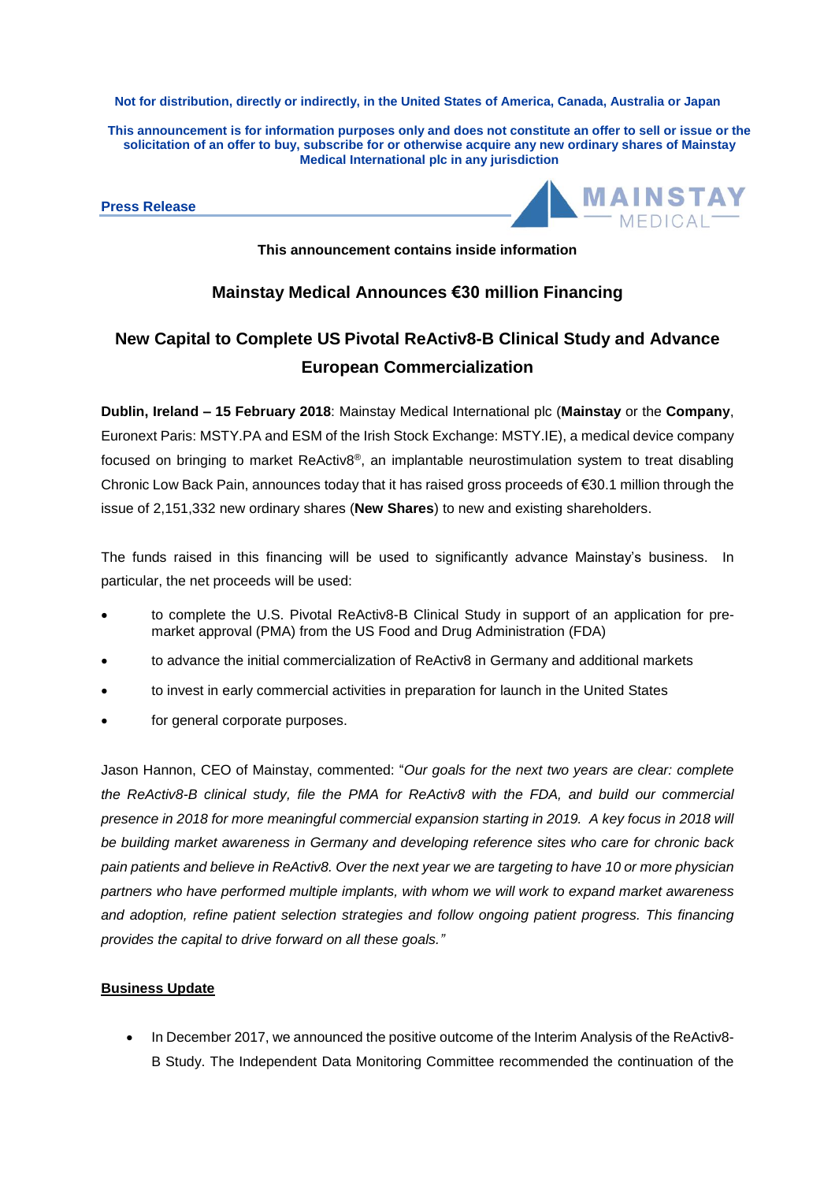**Not for distribution, directly or indirectly, in the United States of America, Canada, Australia or Japan**

**This announcement is for information purposes only and does not constitute an offer to sell or issue or the solicitation of an offer to buy, subscribe for or otherwise acquire any new ordinary shares of Mainstay Medical International plc in any jurisdiction**

**Press Release**

MAINSTAY MEDICAL

**This announcement contains inside information**

## Mainstay Medical Announces €30 million Financing

## New Capital to Complete US Pivotal ReActiv8-B Clinical Study and Advance European Commercialization

**Dublin, Ireland – 15 February 2018**: Mainstay Medical International plc (**Mainstay** or the **Company**, Euronext Paris: MSTY.PA and ESM of the Irish Stock Exchange: MSTY.IE), a medical device company focused on bringing to market ReActiv8®, an implantable neurostimulation system to treat disabling Chronic Low Back Pain, announces today that it has raised gross proceeds of €30.1 million through the issue of 2,151,332 new ordinary shares (**New Shares**) to new and existing shareholders.

The funds raised in this financing will be used to significantly advance Mainstay's business. In particular, the net proceeds will be used:

- to complete the U.S. Pivotal ReActiv8-B Clinical Study in support of an application for pre-market approval (PMA) from the US Food and Drug Administration (FDA)
- to advance the initial commercialization of ReActiv8 in Germany and additional markets
- to invest in early commercial activities in preparation for launch in the United States
- for general corporate purposes.

Jason Hannon, CEO of Mainstay, commented: "*Our goals for the next two years are clear: complete the ReActiv8-B clinical study, file the PMA for ReActiv8 with the FDA, and build our commercial presence in 2018 for more meaningful commercial expansion starting in 2019. A key focus in 2018 will be building market awareness in Germany and developing reference sites who care for chronic back pain patients and believe in ReActiv8. Over the next year we are targeting to have 10 or more physician partners who have performed multiple implants, with whom we will work to expand market awareness and adoption, refine patient selection strategies and follow ongoing patient progress. This financing provides the capital to drive forward on all these goals.*"

**Business Update**

- In December 2017, we announced the positive outcome of the Interim Analysis of the ReActiv8-B Study. The Independent Data Monitoring Committee recommended the continuation of the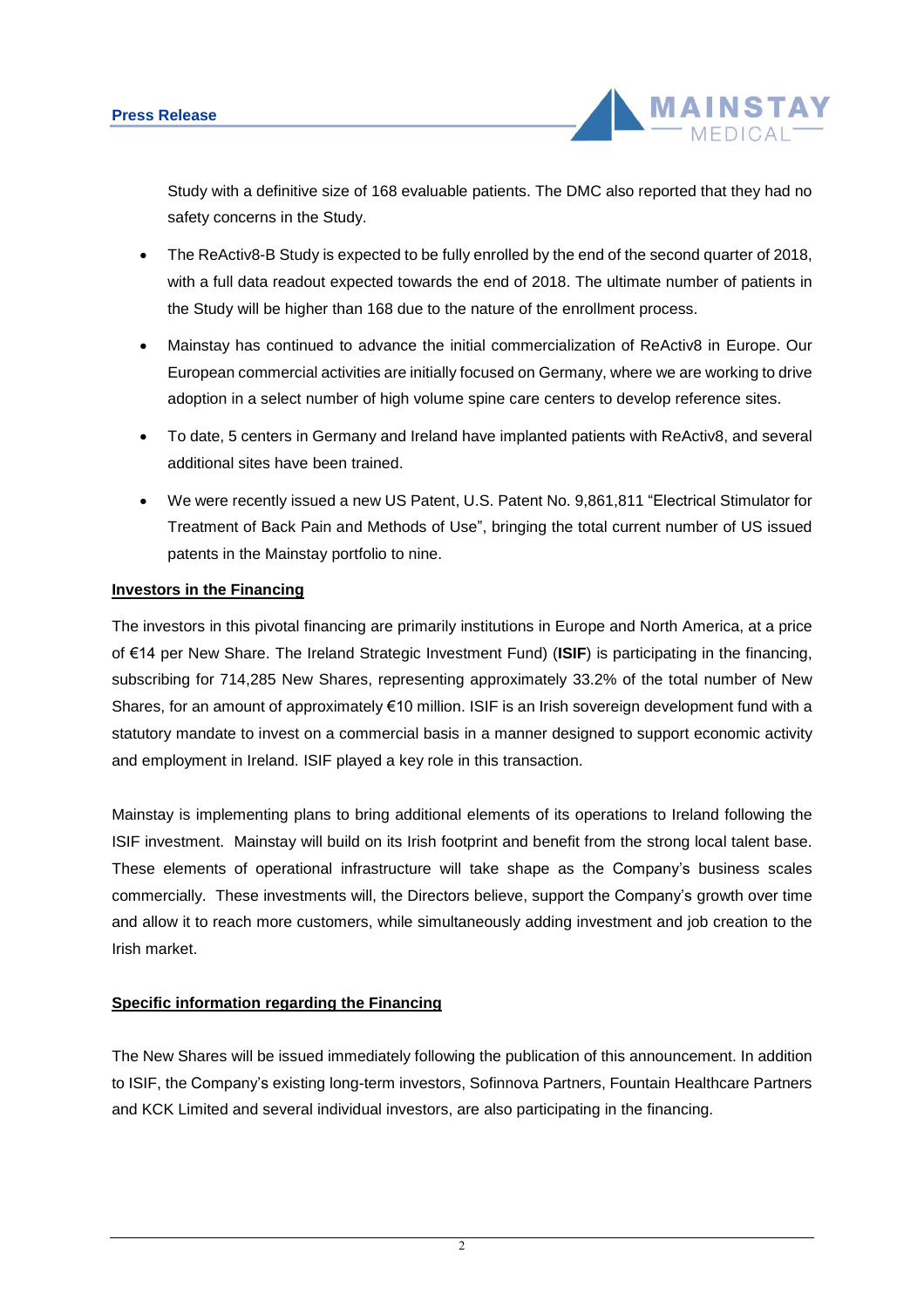Study with a definitive size of 168 evaluable patients. The DMC also reported that they had no safety concerns in the Study.

- The ReActiv8-B Study is expected to be fully enrolled by the end of the second quarter of 2018, with a full data readout expected towards the end of 2018. The ultimate number of patients in the Study will be higher than 168 due to the nature of the enrollment process.
- Mainstay has continued to advance the initial commercialization of ReActiv8 in Europe. Our European commercial activities are initially focused on Germany, where we are working to drive adoption in a select number of high volume spine care centers to develop reference sites.
- To date, 5 centers in Germany and Ireland have implanted patients with ReActiv8, and several additional sites have been trained.
- We were recently issued a new US Patent, U.S. Patent No. 9,861,811 "Electrical Stimulator for Treatment of Back Pain and Methods of Use", bringing the total current number of US issued patents in the Mainstay portfolio to nine.

**Investors in the Financing**

The investors in this pivotal financing are primarily institutions in Europe and North America, at a price of €14 per New Share. The Ireland Strategic Investment Fund) (**ISIF**) is participating in the financing, subscribing for 714,285 New Shares, representing approximately 33.2% of the total number of New Shares, for an amount of approximately €10 million. ISIF is an Irish sovereign development fund with a statutory mandate to invest on a commercial basis in a manner designed to support economic activity and employment in Ireland. ISIF played a key role in this transaction.

Mainstay is implementing plans to bring additional elements of its operations to Ireland following the ISIF investment. Mainstay will build on its Irish footprint and benefit from the strong local talent base. These elements of operational infrastructure will take shape as the Company's business scales commercially. These investments will, the Directors believe, support the Company's growth over time and allow it to reach more customers, while simultaneously adding investment and job creation to the Irish market.

**Specific information regarding the Financing**

The New Shares will be issued immediately following the publication of this announcement. In addition to ISIF, the Company's existing long-term investors, Sofinnova Partners, Fountain Healthcare Partners and KCK Limited and several individual investors, are also participating in the financing.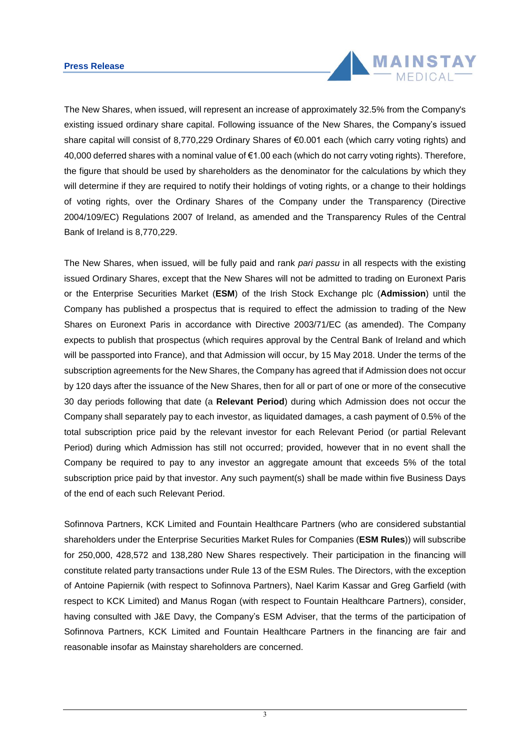The New Shares, when issued, will represent an increase of approximately 32.5% from the Company's existing issued ordinary share capital. Following issuance of the New Shares, the Company's issued share capital will consist of 8,770,229 Ordinary Shares of €0.001 each (which carry voting rights) and 40,000 deferred shares with a nominal value of €1.00 each (which do not carry voting rights). Therefore, the figure that should be used by shareholders as the denominator for the calculations by which they will determine if they are required to notify their holdings of voting rights, or a change to their holdings of voting rights, over the Ordinary Shares of the Company under the Transparency (Directive 2004/109/EC) Regulations 2007 of Ireland, as amended and the Transparency Rules of the Central Bank of Ireland is 8,770,229.

The New Shares, when issued, will be fully paid and rank *pari passu* in all respects with the existing issued Ordinary Shares, except that the New Shares will not be admitted to trading on Euronext Paris or the Enterprise Securities Market (**ESM**) of the Irish Stock Exchange plc (**Admission**) until the Company has published a prospectus that is required to effect the admission to trading of the New Shares on Euronext Paris in accordance with Directive 2003/71/EC (as amended). The Company expects to publish that prospectus (which requires approval by the Central Bank of Ireland and which will be passported into France), and that Admission will occur, by 15 May 2018. Under the terms of the subscription agreements for the New Shares, the Company has agreed that if Admission does not occur by 120 days after the issuance of the New Shares, then for all or part of one or more of the consecutive 30 day periods following that date (a **Relevant Period**) during which Admission does not occur the Company shall separately pay to each investor, as liquidated damages, a cash payment of 0.5% of the total subscription price paid by the relevant investor for each Relevant Period (or partial Relevant Period) during which Admission has still not occurred; provided, however that in no event shall the Company be required to pay to any investor an aggregate amount that exceeds 5% of the total subscription price paid by that investor. Any such payment(s) shall be made within five Business Days of the end of each such Relevant Period.

Sofinnova Partners, KCK Limited and Fountain Healthcare Partners (who are considered substantial shareholders under the Enterprise Securities Market Rules for Companies (**ESM Rules**)) will subscribe for 250,000, 428,572 and 138,280 New Shares respectively. Their participation in the financing will constitute related party transactions under Rule 13 of the ESM Rules. The Directors, with the exception of Antoine Papiernik (with respect to Sofinnova Partners), Nael Karim Kassar and Greg Garfield (with respect to KCK Limited) and Manus Rogan (with respect to Fountain Healthcare Partners), consider, having consulted with J&E Davy, the Company's ESM Adviser, that the terms of the participation of Sofinnova Partners, KCK Limited and Fountain Healthcare Partners in the financing are fair and reasonable insofar as Mainstay shareholders are concerned.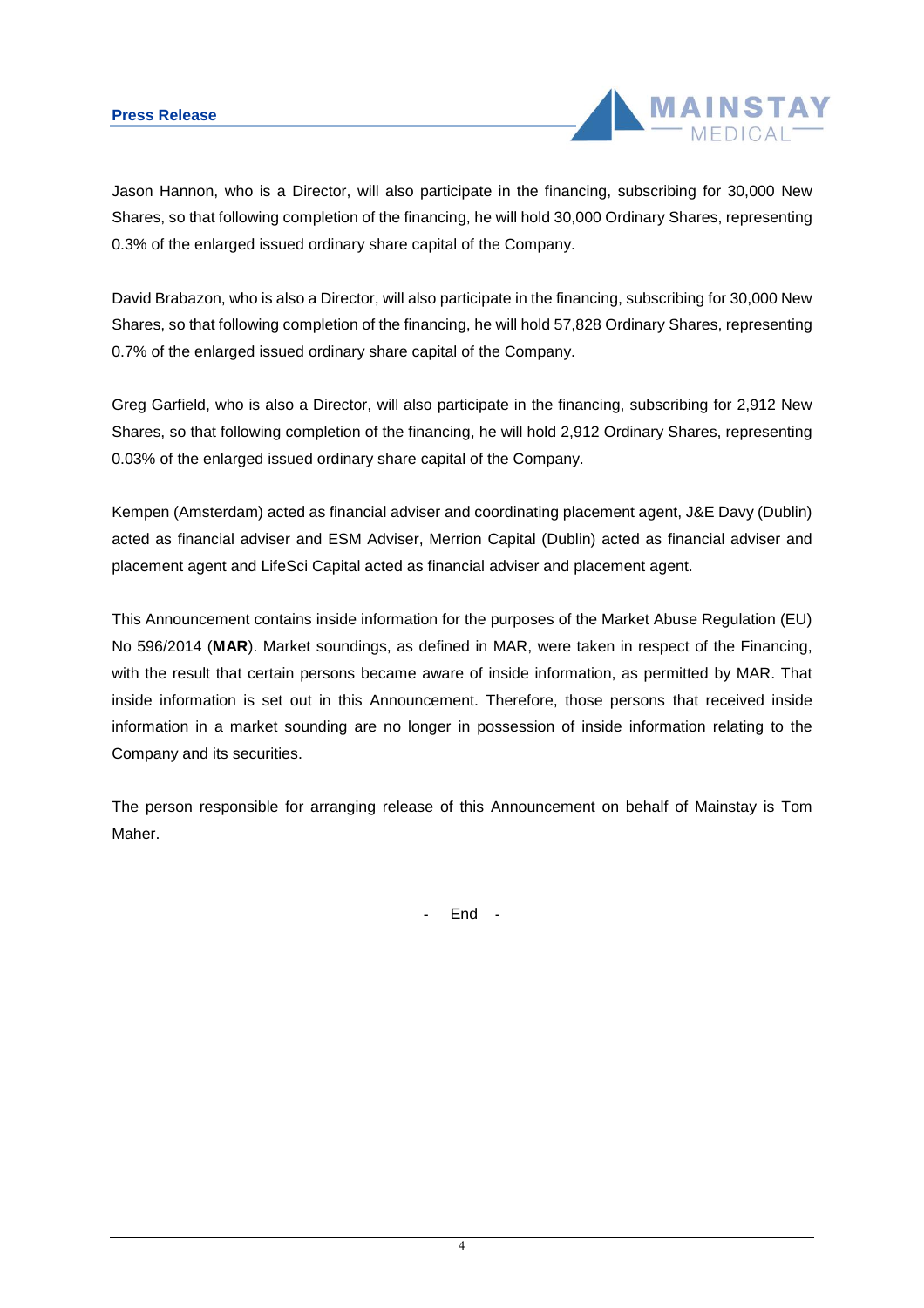Jason Hannon, who is a Director, will also participate in the financing, subscribing for 30,000 New Shares, so that following completion of the financing, he will hold 30,000 Ordinary Shares, representing 0.3% of the enlarged issued ordinary share capital of the Company.

David Brabazon, who is also a Director, will also participate in the financing, subscribing for 30,000 New Shares, so that following completion of the financing, he will hold 57,828 Ordinary Shares, representing 0.7% of the enlarged issued ordinary share capital of the Company.

Greg Garfield, who is also a Director, will also participate in the financing, subscribing for 2,912 New Shares, so that following completion of the financing, he will hold 2,912 Ordinary Shares, representing 0.03% of the enlarged issued ordinary share capital of the Company.

Kempen (Amsterdam) acted as financial adviser and coordinating placement agent, J&E Davy (Dublin) acted as financial adviser and ESM Adviser, Merrion Capital (Dublin) acted as financial adviser and placement agent and LifeSci Capital acted as financial adviser and placement agent.

This Announcement contains inside information for the purposes of the Market Abuse Regulation (EU) No 596/2014 (**MAR**). Market soundings, as defined in MAR, were taken in respect of the Financing, with the result that certain persons became aware of inside information, as permitted by MAR. That inside information is set out in this Announcement. Therefore, those persons that received inside information in a market sounding are no longer in possession of inside information relating to the Company and its securities.

The person responsible for arranging release of this Announcement on behalf of Mainstay is Tom Maher.

\- End -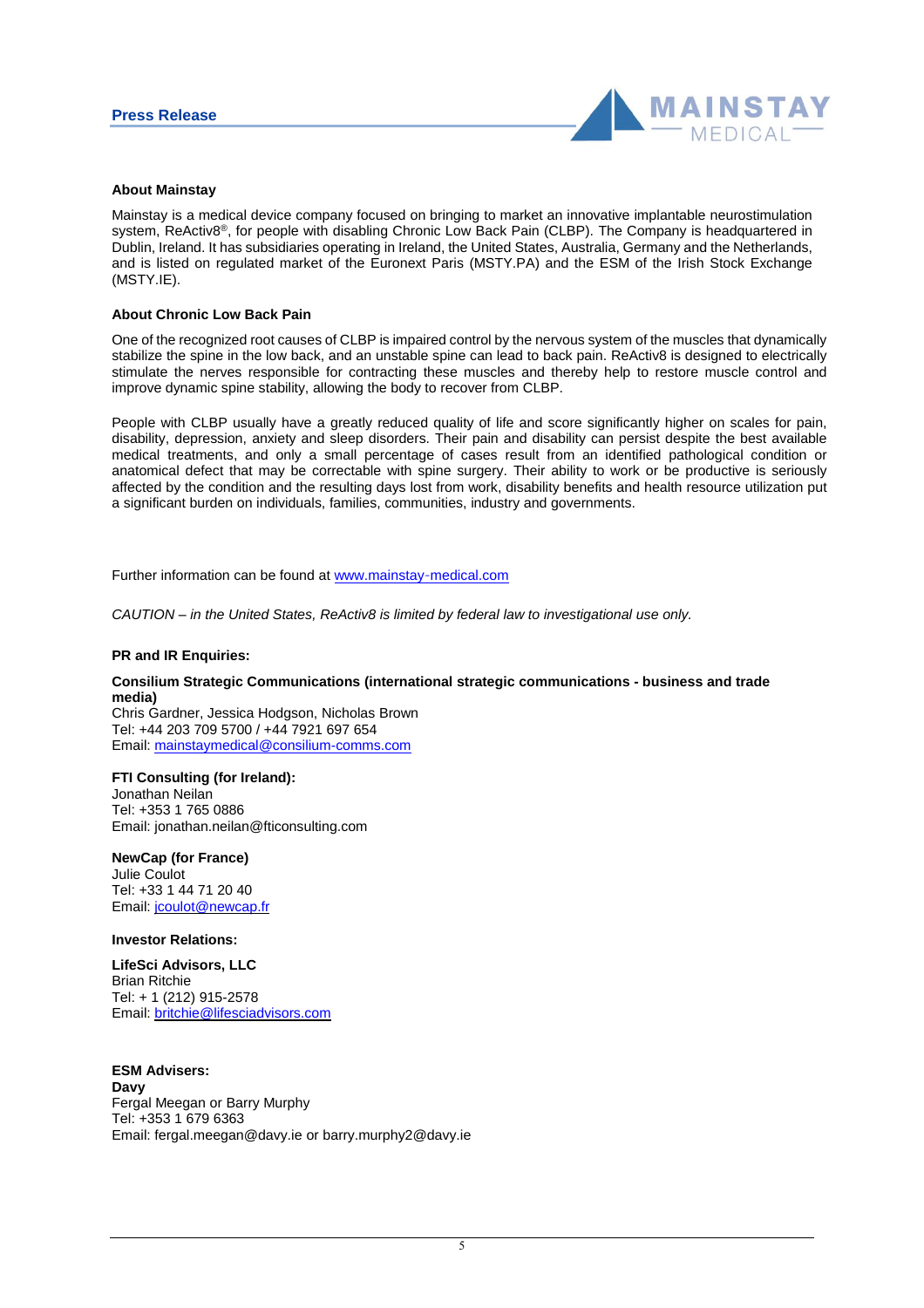### About Mainstay

Mainstay is a medical device company focused on bringing to market an innovative implantable neurostimulation system, ReActiv8®, for people with disabling Chronic Low Back Pain (CLBP). The Company is headquartered in Dublin, Ireland. It has subsidiaries operating in Ireland, the United States, Australia, Germany and the Netherlands, and is listed on regulated market of the Euronext Paris (MSTY.PA) and the ESM of the Irish Stock Exchange (MSTY.IE).

### About Chronic Low Back Pain

One of the recognized root causes of CLBP is impaired control by the nervous system of the muscles that dynamically stabilize the spine in the low back, and an unstable spine can lead to back pain. ReActiv8 is designed to electrically stimulate the nerves responsible for contracting these muscles and thereby help to restore muscle control and improve dynamic spine stability, allowing the body to recover from CLBP.

People with CLBP usually have a greatly reduced quality of life and score significantly higher on scales for pain, disability, depression, anxiety and sleep disorders. Their pain and disability can persist despite the best available medical treatments, and only a small percentage of cases result from an identified pathological condition or anatomical defect that may be correctable with spine surgery. Their ability to work or be productive is seriously affected by the condition and the resulting days lost from work, disability benefits and health resource utilization put a significant burden on individuals, families, communities, industry and governments.

Further information can be found at www.mainstay-medical.com

*CAUTION – in the United States, ReActiv8 is limited by federal law to investigational use only.*

**PR and IR Enquiries:**

**Consilium Strategic Communications (international strategic communications - business and trade media)**
Chris Gardner, Jessica Hodgson, Nicholas Brown
Tel: +44 203 709 5700 / +44 7921 697 654
Email: mainstaymedical@consilium-comms.com

**FTI Consulting (for Ireland):**
Jonathan Neilan
Tel: +353 1 765 0886
Email: jonathan.neilan@fticonsulting.com

**NewCap (for France)**
Julie Coulot
Tel: +33 1 44 71 20 40
Email: jcoulot@newcap.fr

**Investor Relations:**

**LifeSci Advisors, LLC**
Brian Ritchie
Tel: + 1 (212) 915-2578
Email: britchie@lifesciadvisors.com

**ESM Advisers:**
**Davy**
Fergal Meegan or Barry Murphy
Tel: +353 1 679 6363
Email: fergal.meegan@davy.ie or barry.murphy2@davy.ie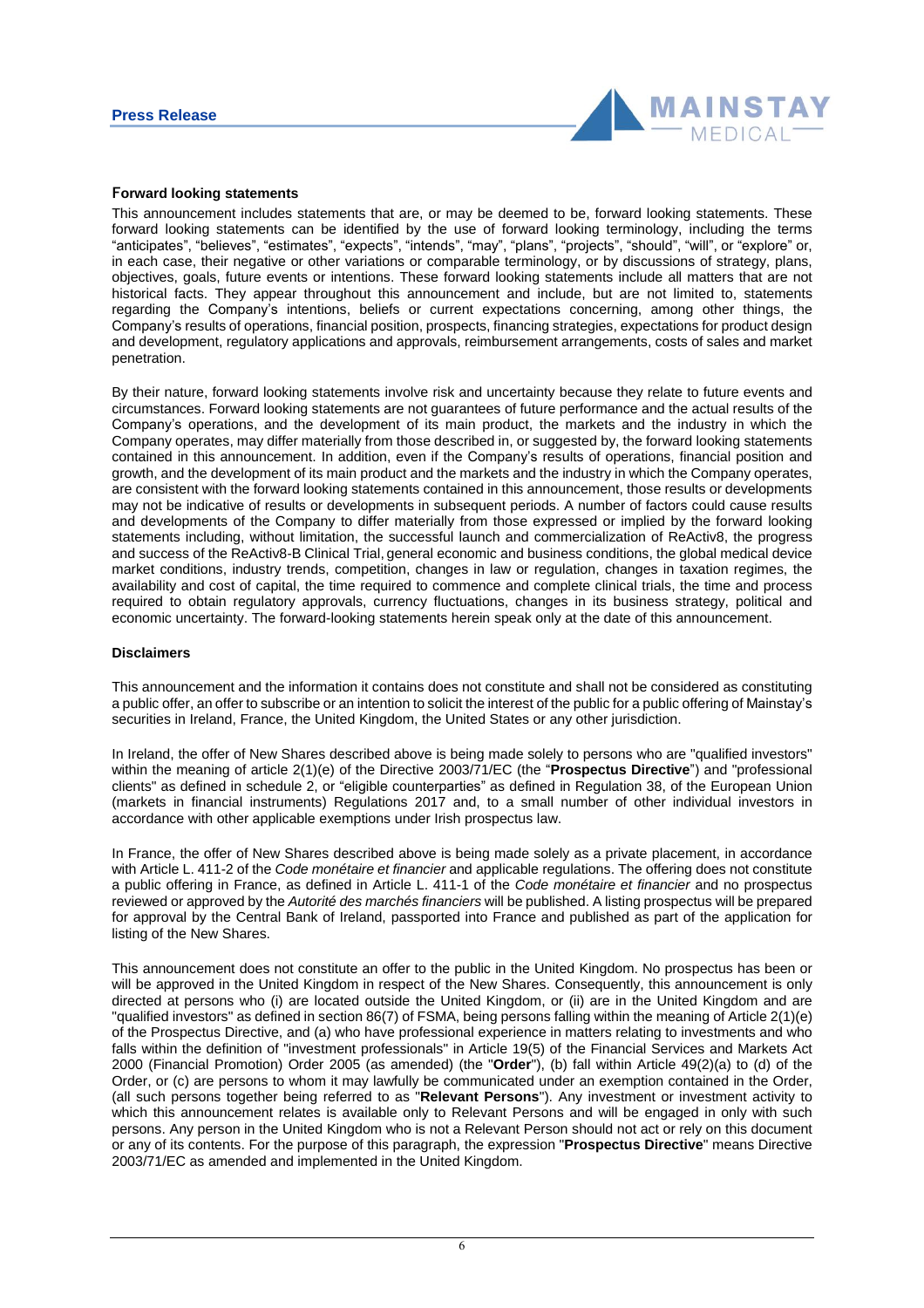### Forward looking statements

This announcement includes statements that are, or may be deemed to be, forward looking statements. These forward looking statements can be identified by the use of forward looking terminology, including the terms "anticipates", "believes", "estimates", "expects", "intends", "may", "plans", "projects", "should", "will", or "explore" or, in each case, their negative or other variations or comparable terminology, or by discussions of strategy, plans, objectives, goals, future events or intentions. These forward looking statements include all matters that are not historical facts. They appear throughout this announcement and include, but are not limited to, statements regarding the Company's intentions, beliefs or current expectations concerning, among other things, the Company's results of operations, financial position, prospects, financing strategies, expectations for product design and development, regulatory applications and approvals, reimbursement arrangements, costs of sales and market penetration.

By their nature, forward looking statements involve risk and uncertainty because they relate to future events and circumstances. Forward looking statements are not guarantees of future performance and the actual results of the Company's operations, and the development of its main product, the markets and the industry in which the Company operates, may differ materially from those described in, or suggested by, the forward looking statements contained in this announcement. In addition, even if the Company's results of operations, financial position and growth, and the development of its main product and the markets and the industry in which the Company operates, are consistent with the forward looking statements contained in this announcement, those results or developments may not be indicative of results or developments in subsequent periods. A number of factors could cause results and developments of the Company to differ materially from those expressed or implied by the forward looking statements including, without limitation, the successful launch and commercialization of ReActiv8, the progress and success of the ReActiv8-B Clinical Trial, general economic and business conditions, the global medical device market conditions, industry trends, competition, changes in law or regulation, changes in taxation regimes, the availability and cost of capital, the time required to commence and complete clinical trials, the time and process required to obtain regulatory approvals, currency fluctuations, changes in its business strategy, political and economic uncertainty. The forward-looking statements herein speak only at the date of this announcement.

### Disclaimers

This announcement and the information it contains does not constitute and shall not be considered as constituting a public offer, an offer to subscribe or an intention to solicit the interest of the public for a public offering of Mainstay's securities in Ireland, France, the United Kingdom, the United States or any other jurisdiction.

In Ireland, the offer of New Shares described above is being made solely to persons who are "qualified investors" within the meaning of article 2(1)(e) of the Directive 2003/71/EC (the "**Prospectus Directive**") and "professional clients" as defined in schedule 2, or "eligible counterparties" as defined in Regulation 38, of the European Union (markets in financial instruments) Regulations 2017 and, to a small number of other individual investors in accordance with other applicable exemptions under Irish prospectus law.

In France, the offer of New Shares described above is being made solely as a private placement, in accordance with Article L. 411-2 of the *Code monétaire et financier* and applicable regulations. The offering does not constitute a public offering in France, as defined in Article L. 411-1 of the *Code monétaire et financier* and no prospectus reviewed or approved by the *Autorité des marchés financiers* will be published. A listing prospectus will be prepared for approval by the Central Bank of Ireland, passported into France and published as part of the application for listing of the New Shares.

This announcement does not constitute an offer to the public in the United Kingdom. No prospectus has been or will be approved in the United Kingdom in respect of the New Shares. Consequently, this announcement is only directed at persons who (i) are located outside the United Kingdom, or (ii) are in the United Kingdom and are "qualified investors" as defined in section 86(7) of FSMA, being persons falling within the meaning of Article 2(1)(e) of the Prospectus Directive, and (a) who have professional experience in matters relating to investments and who falls within the definition of "investment professionals" in Article 19(5) of the Financial Services and Markets Act 2000 (Financial Promotion) Order 2005 (as amended) (the "**Order**"), (b) fall within Article 49(2)(a) to (d) of the Order, or (c) are persons to whom it may lawfully be communicated under an exemption contained in the Order, (all such persons together being referred to as "**Relevant Persons**"). Any investment or investment activity to which this announcement relates is available only to Relevant Persons and will be engaged in only with such persons. Any person in the United Kingdom who is not a Relevant Person should not act or rely on this document or any of its contents. For the purpose of this paragraph, the expression "**Prospectus Directive**" means Directive 2003/71/EC as amended and implemented in the United Kingdom.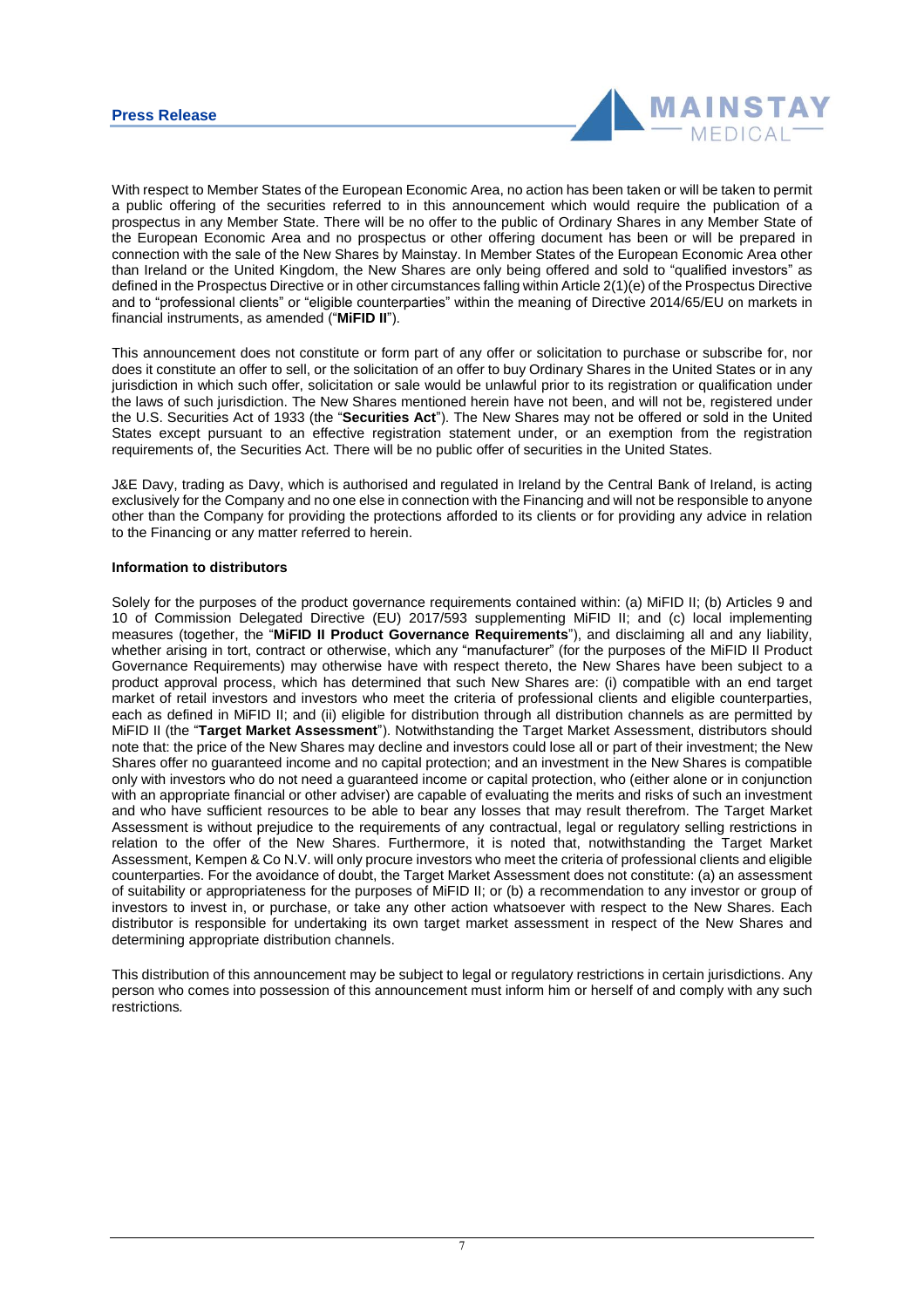With respect to Member States of the European Economic Area, no action has been taken or will be taken to permit a public offering of the securities referred to in this announcement which would require the publication of a prospectus in any Member State. There will be no offer to the public of Ordinary Shares in any Member State of the European Economic Area and no prospectus or other offering document has been or will be prepared in connection with the sale of the New Shares by Mainstay. In Member States of the European Economic Area other than Ireland or the United Kingdom, the New Shares are only being offered and sold to "qualified investors" as defined in the Prospectus Directive or in other circumstances falling within Article 2(1)(e) of the Prospectus Directive and to "professional clients" or "eligible counterparties" within the meaning of Directive 2014/65/EU on markets in financial instruments, as amended ("**MiFID II**").

This announcement does not constitute or form part of any offer or solicitation to purchase or subscribe for, nor does it constitute an offer to sell, or the solicitation of an offer to buy Ordinary Shares in the United States or in any jurisdiction in which such offer, solicitation or sale would be unlawful prior to its registration or qualification under the laws of such jurisdiction. The New Shares mentioned herein have not been, and will not be, registered under the U.S. Securities Act of 1933 (the "**Securities Act**"). The New Shares may not be offered or sold in the United States except pursuant to an effective registration statement under, or an exemption from the registration requirements of, the Securities Act. There will be no public offer of securities in the United States.

J&E Davy, trading as Davy, which is authorised and regulated in Ireland by the Central Bank of Ireland, is acting exclusively for the Company and no one else in connection with the Financing and will not be responsible to anyone other than the Company for providing the protections afforded to its clients or for providing any advice in relation to the Financing or any matter referred to herein.

**Information to distributors**

Solely for the purposes of the product governance requirements contained within: (a) MiFID II; (b) Articles 9 and 10 of Commission Delegated Directive (EU) 2017/593 supplementing MiFID II; and (c) local implementing measures (together, the "**MiFID II Product Governance Requirements**"), and disclaiming all and any liability, whether arising in tort, contract or otherwise, which any "manufacturer" (for the purposes of the MiFID II Product Governance Requirements) may otherwise have with respect thereto, the New Shares have been subject to a product approval process, which has determined that such New Shares are: (i) compatible with an end target market of retail investors and investors who meet the criteria of professional clients and eligible counterparties, each as defined in MiFID II; and (ii) eligible for distribution through all distribution channels as are permitted by MiFID II (the "**Target Market Assessment**"). Notwithstanding the Target Market Assessment, distributors should note that: the price of the New Shares may decline and investors could lose all or part of their investment; the New Shares offer no guaranteed income and no capital protection; and an investment in the New Shares is compatible only with investors who do not need a guaranteed income or capital protection, who (either alone or in conjunction with an appropriate financial or other adviser) are capable of evaluating the merits and risks of such an investment and who have sufficient resources to be able to bear any losses that may result therefrom. The Target Market Assessment is without prejudice to the requirements of any contractual, legal or regulatory selling restrictions in relation to the offer of the New Shares. Furthermore, it is noted that, notwithstanding the Target Market Assessment, Kempen & Co N.V. will only procure investors who meet the criteria of professional clients and eligible counterparties. For the avoidance of doubt, the Target Market Assessment does not constitute: (a) an assessment of suitability or appropriateness for the purposes of MiFID II; or (b) a recommendation to any investor or group of investors to invest in, or purchase, or take any other action whatsoever with respect to the New Shares. Each distributor is responsible for undertaking its own target market assessment in respect of the New Shares and determining appropriate distribution channels.

This distribution of this announcement may be subject to legal or regulatory restrictions in certain jurisdictions. Any person who comes into possession of this announcement must inform him or herself of and comply with any such restrictions.